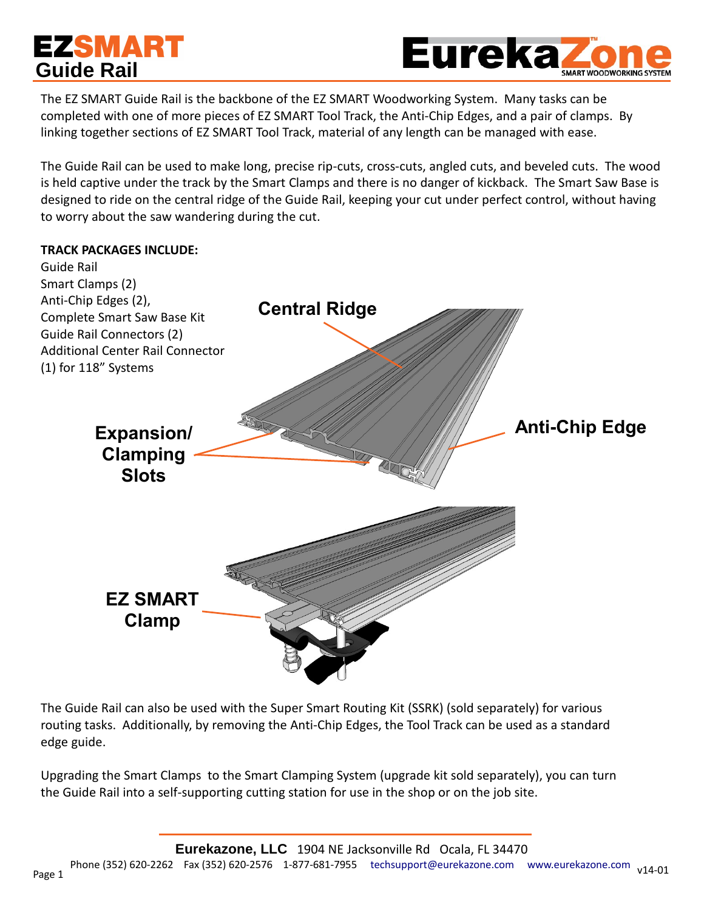# EZSMART Guide Rail

EurekaZone™ SMART WOODWORKING SYSTEM

The EZ SMART Guide Rail is the backbone of the EZ SMART Woodworking System. Many tasks can be completed with one of more pieces of EZ SMART Tool Track, the Anti-Chip Edges, and a pair of clamps. By linking together sections of EZ SMART Tool Track, material of any length can be managed with ease.

The Guide Rail can be used to make long, precise rip-cuts, cross-cuts, angled cuts, and beveled cuts. The wood is held captive under the track by the Smart Clamps and there is no danger of kickback. The Smart Saw Base is designed to ride on the central ridge of the Guide Rail, keeping your cut under perfect control, without having to worry about the saw wandering during the cut.

**TRACK PACKAGES INCLUDE:**

Guide Rail
Smart Clamps (2)
Anti-Chip Edges (2),
Complete Smart Saw Base Kit
Guide Rail Connectors (2)
Additional Center Rail Connector (1) for 118" Systems

Central Ridge

Expansion/ Clamping Slots

Anti-Chip Edge

EZ SMART Clamp

The Guide Rail can also be used with the Super Smart Routing Kit (SSRK) (sold separately) for various routing tasks. Additionally, by removing the Anti-Chip Edges, the Tool Track can be used as a standard edge guide.

Upgrading the Smart Clamps to the Smart Clamping System (upgrade kit sold separately), you can turn the Guide Rail into a self-supporting cutting station for use in the shop or on the job site.

**Eurekazone, LLC** 1904 NE Jacksonville Rd Ocala, FL 34470
Phone (352) 620-2262 Fax (352) 620-2576 1-877-681-7955 techsupport@eurekazone.com www.eurekazone.com v14-01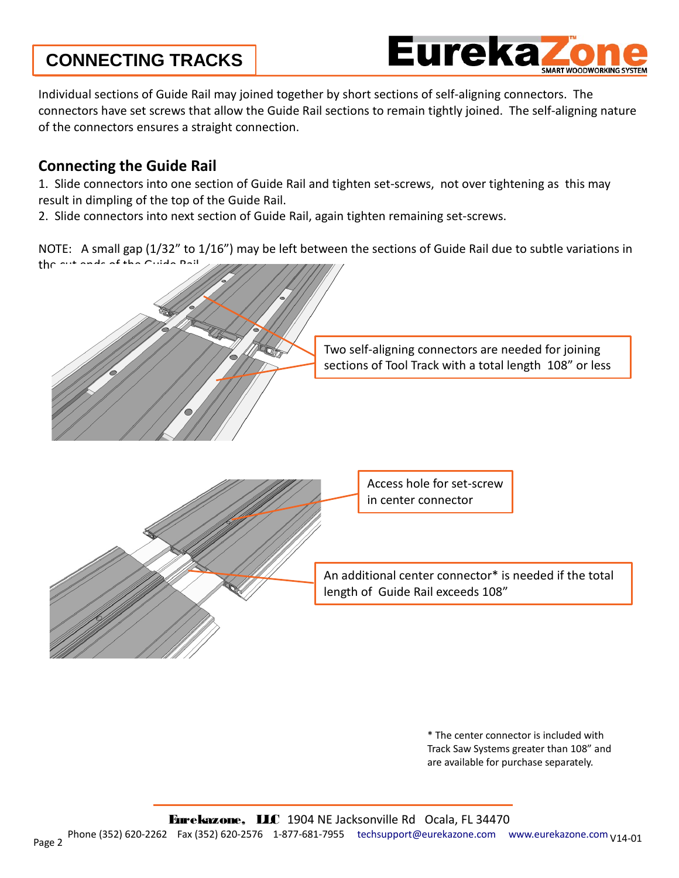# CONNECTING TRACKS

Individual sections of Guide Rail may joined together by short sections of self-aligning connectors. The connectors have set screws that allow the Guide Rail sections to remain tightly joined. The self-aligning nature of the connectors ensures a straight connection.

## Connecting the Guide Rail

1. Slide connectors into one section of Guide Rail and tighten set-screws, not over tightening as this may result in dimpling of the top of the Guide Rail.
2. Slide connectors into next section of Guide Rail, again tighten remaining set-screws.

NOTE: A small gap (1/32" to 1/16") may be left between the sections of Guide Rail due to subtle variations in the cut ends of the Guide Rail.

Two self-aligning connectors are needed for joining sections of Tool Track with a total length 108" or less

Access hole for set-screw in center connector

An additional center connector* is needed if the total length of Guide Rail exceeds 108"

* The center connector is included with Track Saw Systems greater than 108" and are available for purchase separately.

Eurekazone, LLC 1904 NE Jacksonville Rd Ocala, FL 34470
Phone (352) 620-2262 Fax (352) 620-2576 1-877-681-7955 techsupport@eurekazone.com www.eurekazone.com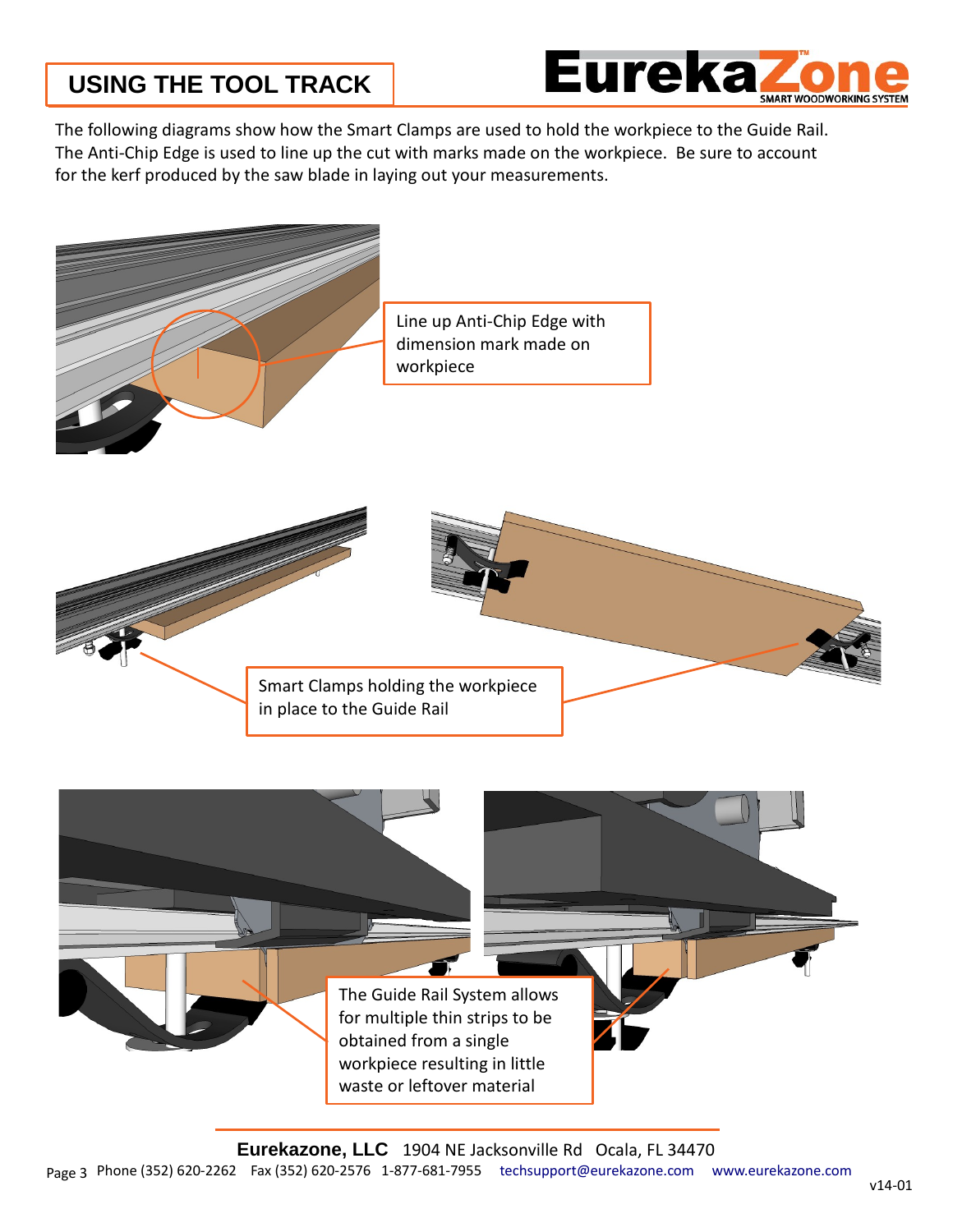# USING THE TOOL TRACK

The following diagrams show how the Smart Clamps are used to hold the workpiece to the Guide Rail. The Anti-Chip Edge is used to line up the cut with marks made on the workpiece. Be sure to account for the kerf produced by the saw blade in laying out your measurements.

Line up Anti-Chip Edge with dimension mark made on workpiece

Smart Clamps holding the workpiece in place to the Guide Rail

The Guide Rail System allows for multiple thin strips to be obtained from a single workpiece resulting in little waste or leftover material

**Eurekazone, LLC** 1904 NE Jacksonville Rd Ocala, FL 34470
Phone (352) 620-2262 Fax (352) 620-2576 1-877-681-7955 techsupport@eurekazone.com www.eurekazone.com

v14-01